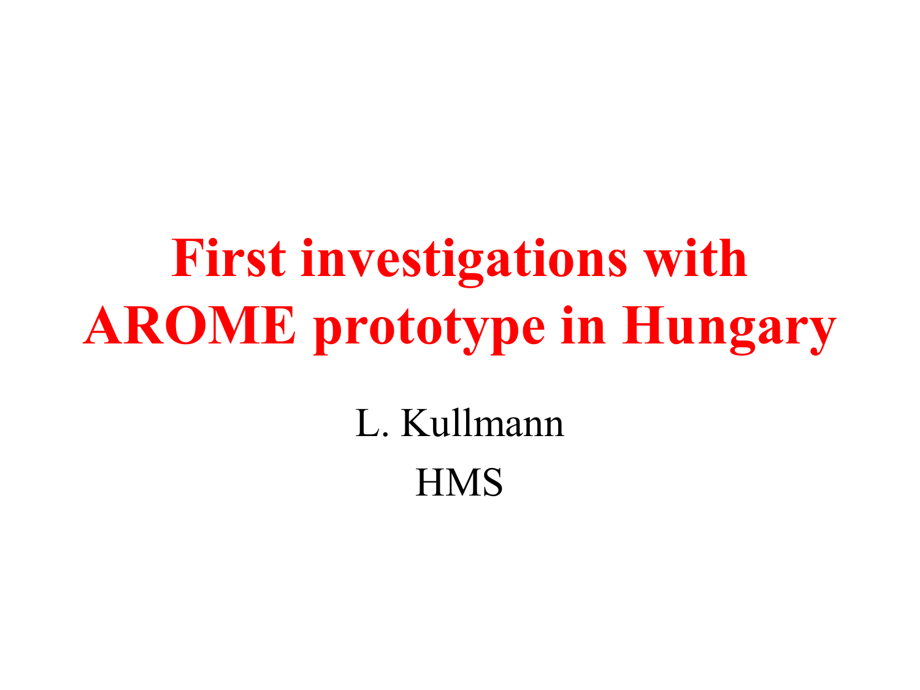# First investigations with AROME prototype in Hungary

L. Kullmann

HMS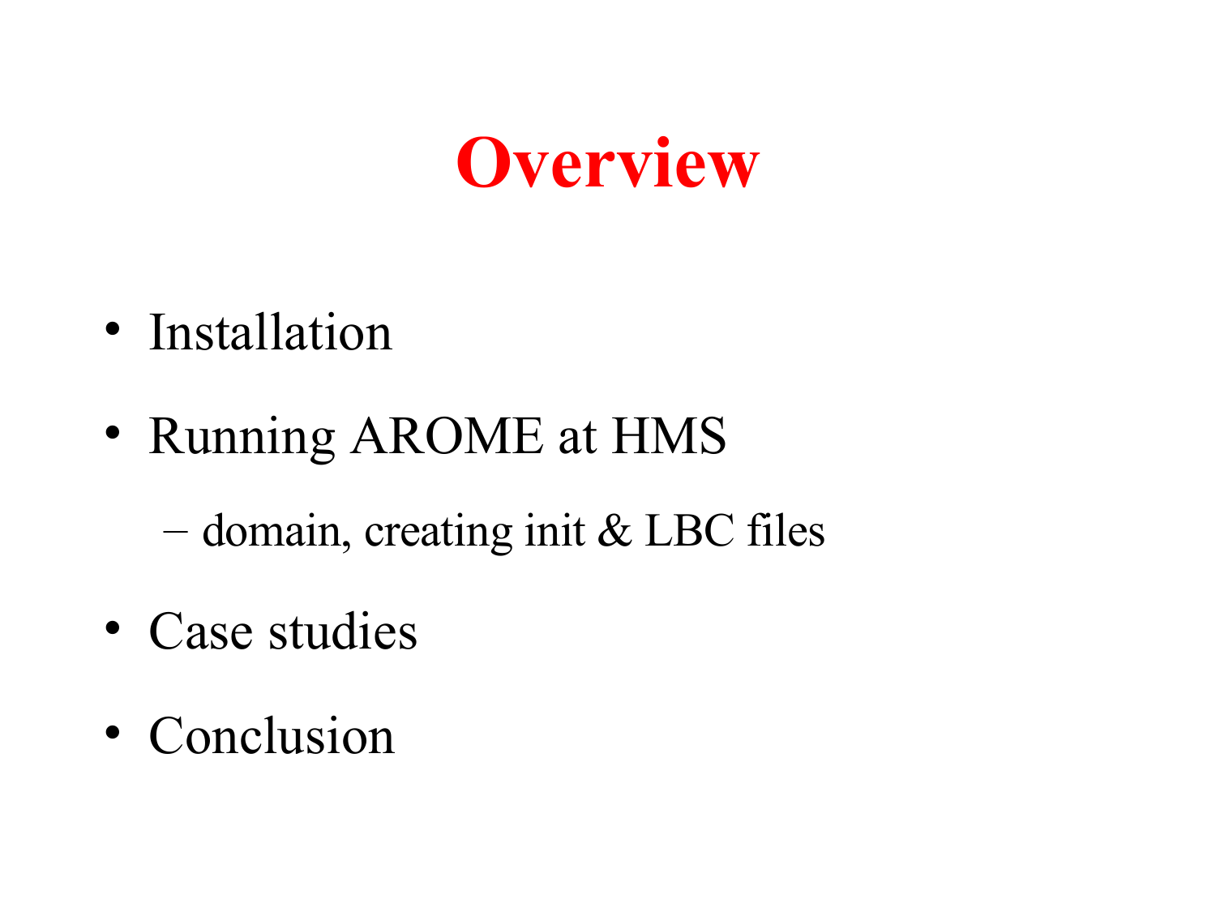# Overview

- Installation
- Running AROME at HMS
  - domain, creating init & LBC files
- Case studies
- Conclusion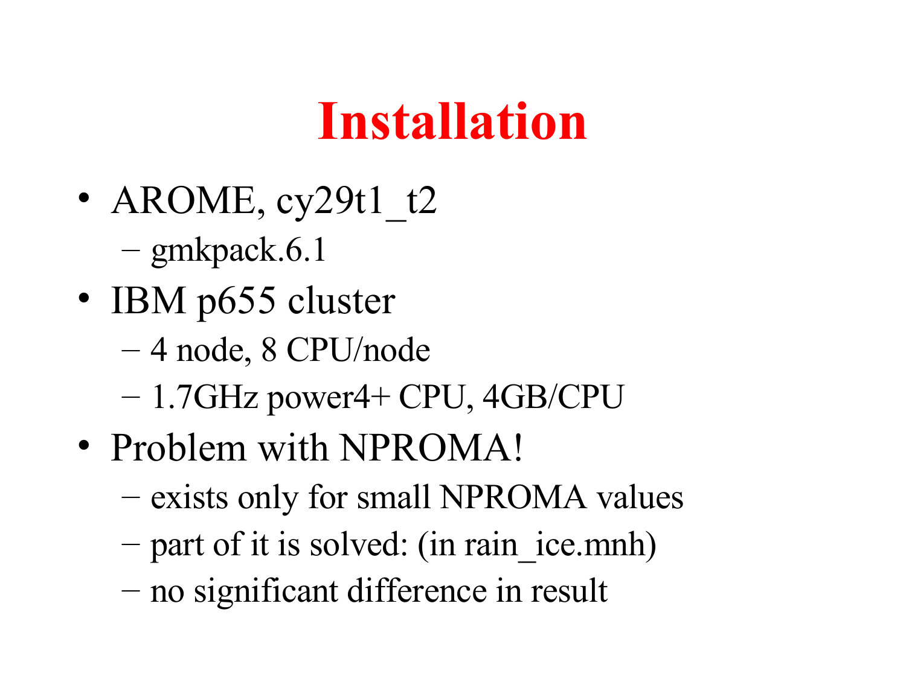# Installation

- AROME, cy29t1_t2
  - gmkpack.6.1
- IBM p655 cluster
  - 4 node, 8 CPU/node
  - 1.7GHz power4+ CPU, 4GB/CPU
- Problem with NPROMA!
  - exists only for small NPROMA values
  - part of it is solved: (in rain_ice.mnh)
  - no significant difference in result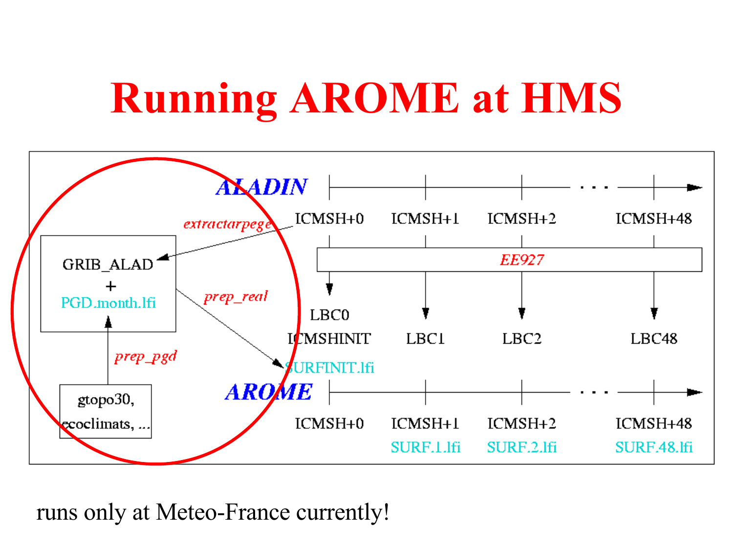# Running AROME at HMS

ALADIN

ICMSH+0 ICMSH+1 ICMSH+2 ... ICMSH+48

extractarpege

GRIB_ALAD
+
PGD.month.lfi

EE927

prep_real

LBC0
ICMSHINIT
SURFINIT.lfi

LBC1 LBC2 LBC48

prep_pgd

gtopo30,
ecoclimats, ...

AROME

ICMSH+0 ICMSH+1 ICMSH+2 ... ICMSH+48

SURF.1.lfi SURF.2.lfi SURF.48.lfi

runs only at Meteo-France currently!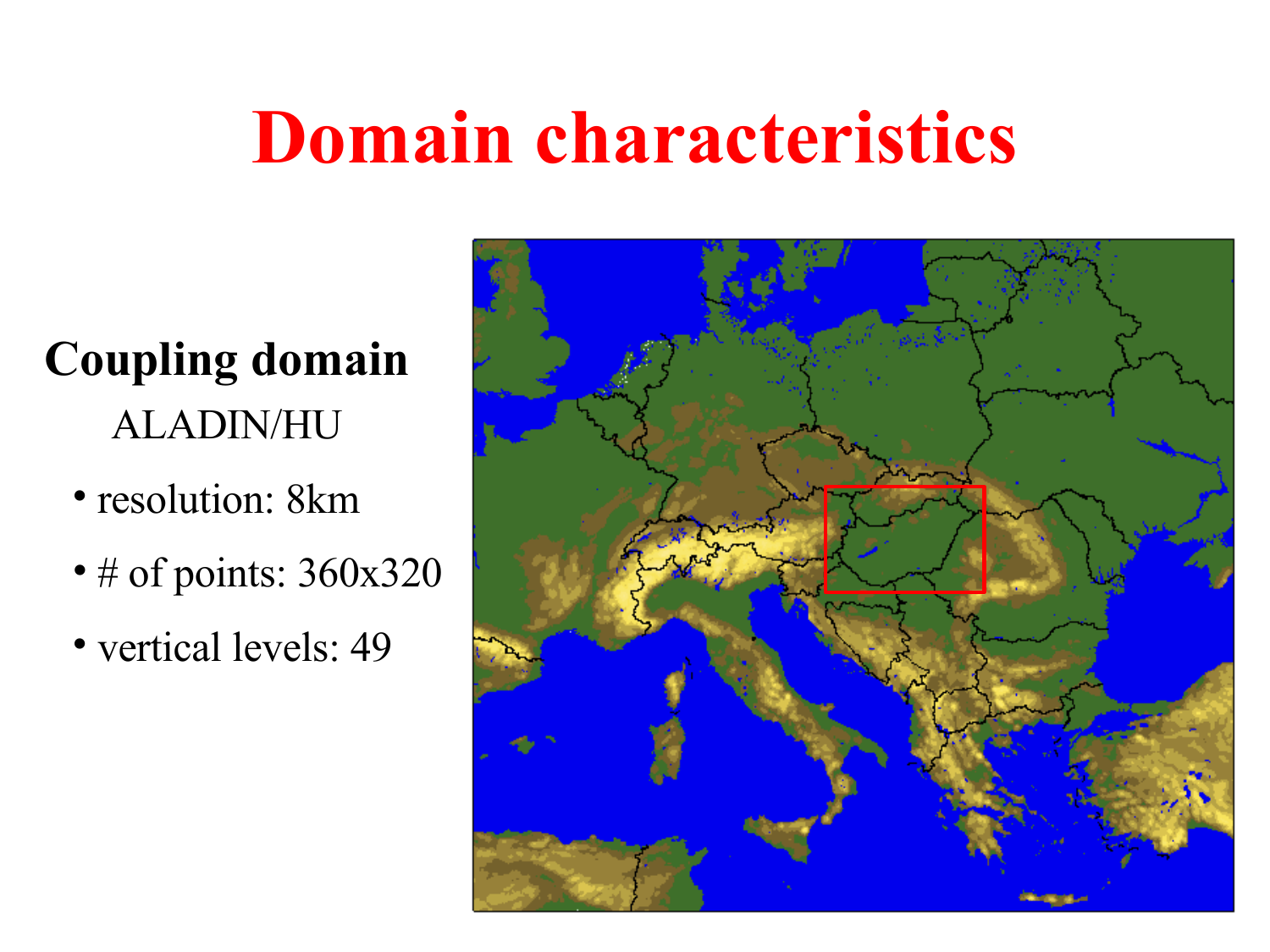# Domain characteristics

**Coupling domain**

ALADIN/HU

- resolution: 8km
- # of points: 360x320
- vertical levels: 49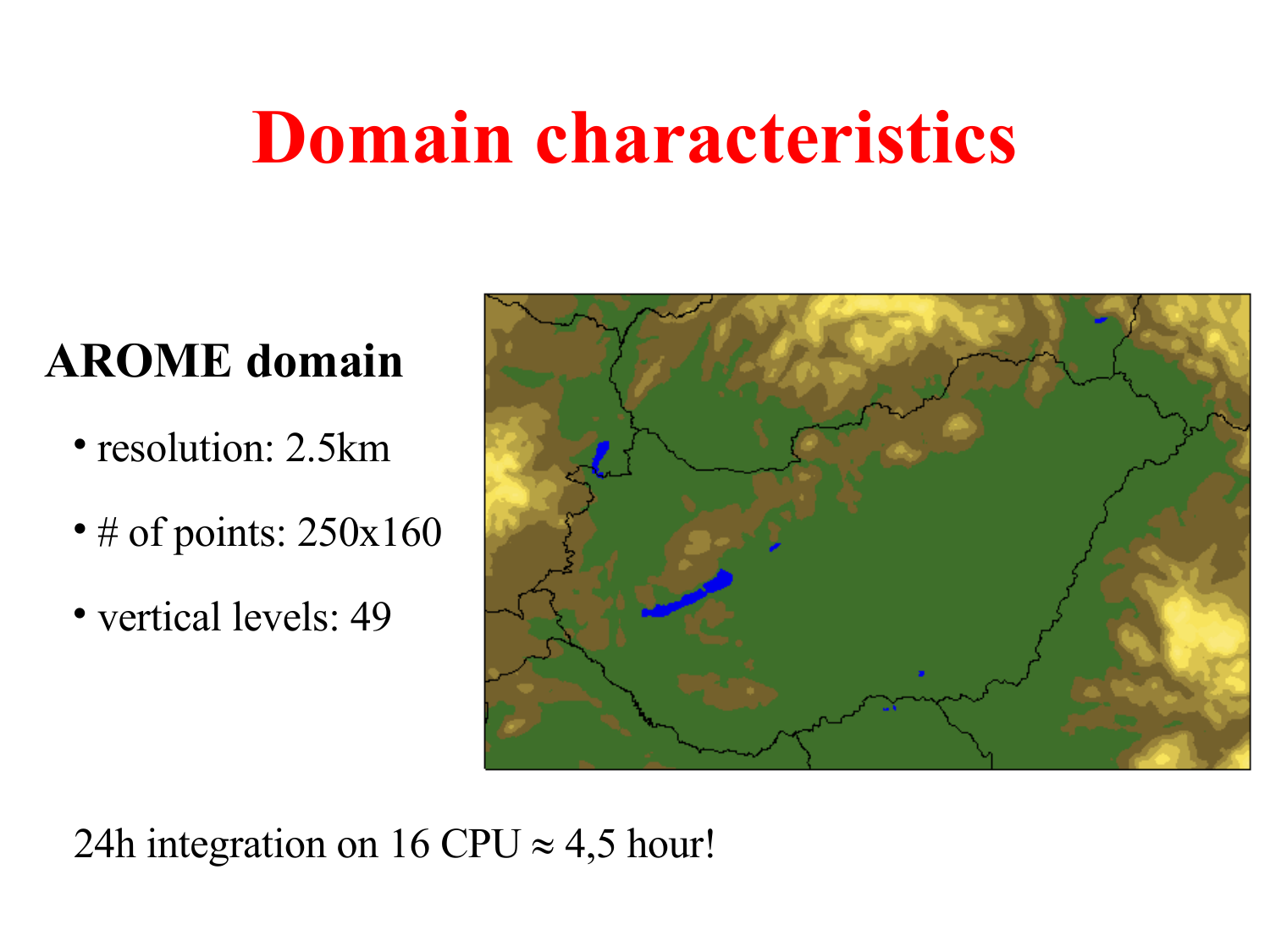# Domain characteristics

## AROME domain

- resolution: 2.5km
- # of points: 250x160
- vertical levels: 49

24h integration on 16 CPU ≈ 4,5 hour!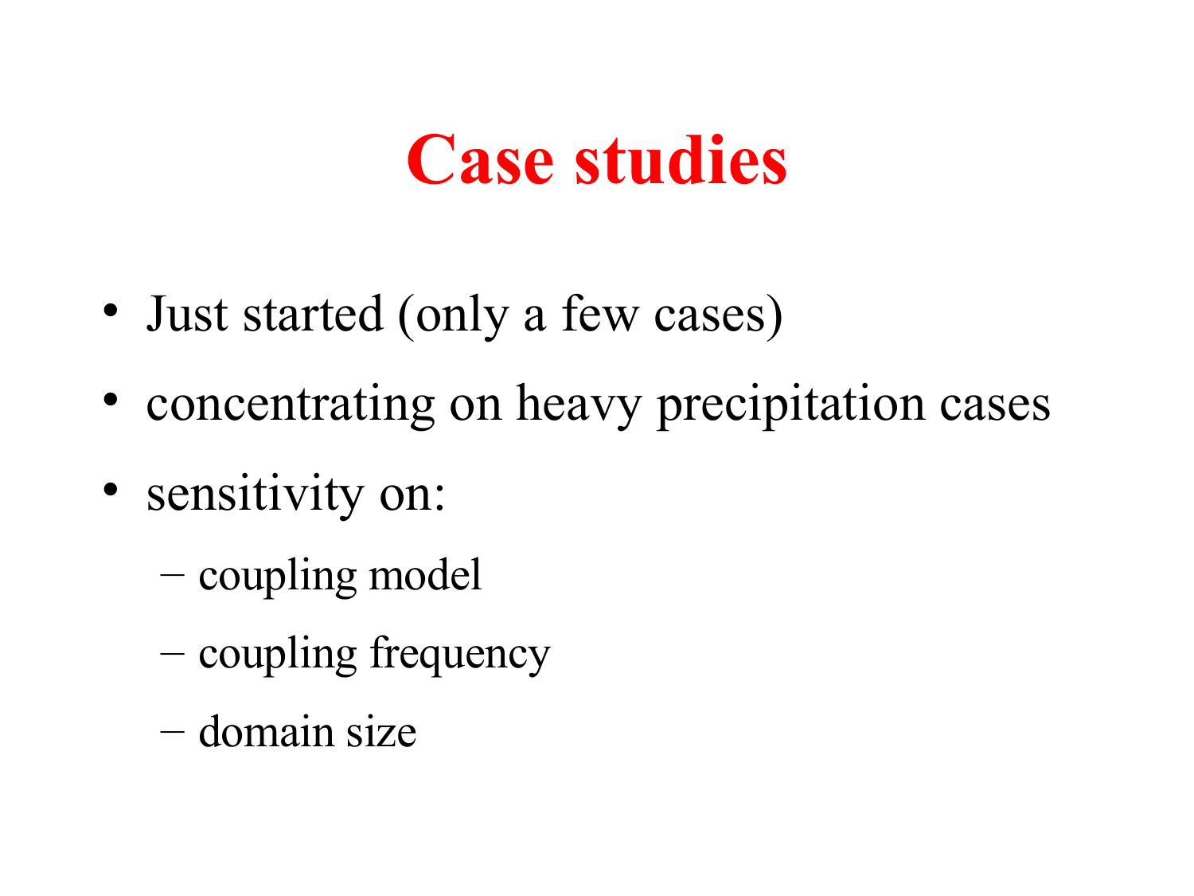# Case studies

- Just started (only a few cases)
- concentrating on heavy precipitation cases
- sensitivity on:
  - coupling model
  - coupling frequency
  - domain size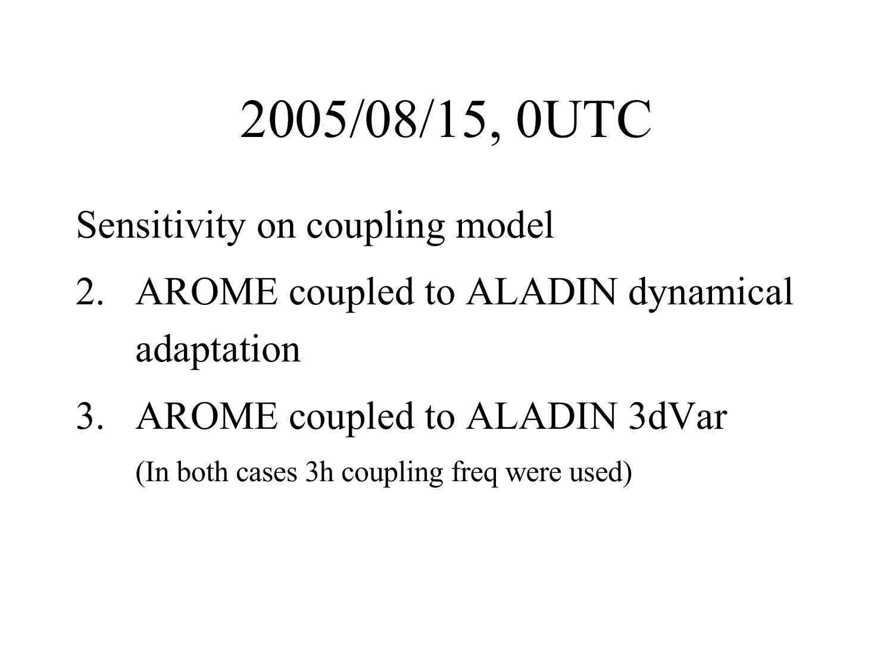# 2005/08/15, 0UTC

Sensitivity on coupling model

2. AROME coupled to ALADIN dynamical adaptation
3. AROME coupled to ALADIN 3dVar

   (In both cases 3h coupling freq were used)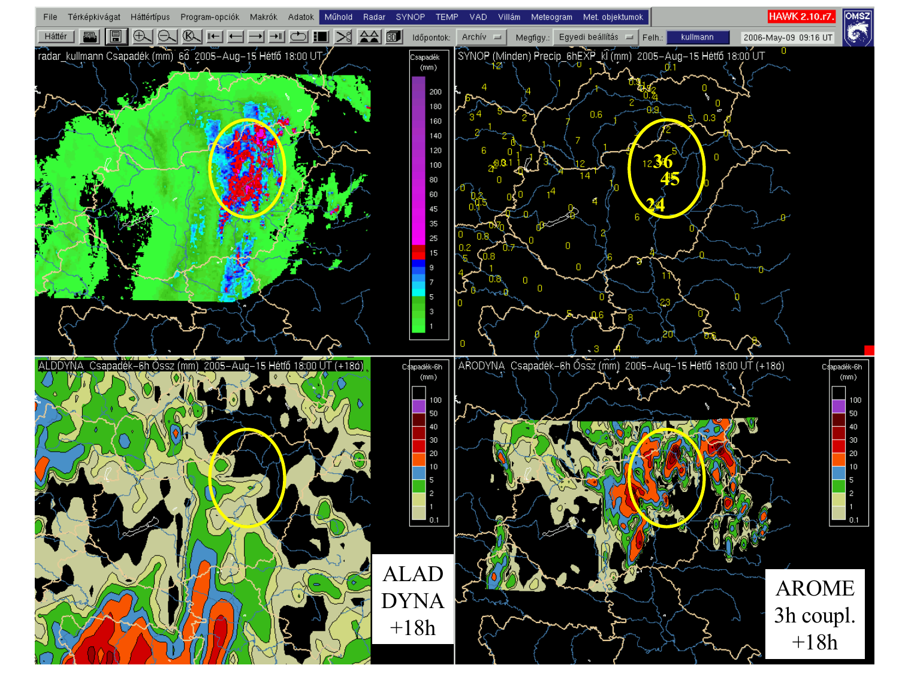radar_kullmann Csapadék (mm) 60 2005–Aug–15 Hétfő 18:00 UT

SYNOP (Minden) Precip_6hEXP_ki (mm) 2005–Aug–15 Hétfő 18:00 UT

ALDDYNA Csapadék–6h Össz (mm) 2005–Aug–15 Hétfő 18:00 UT (+18ó)

ALAD DYNA +18h

ARODYNA Csapadék–6h Össz (mm) 2005–Aug–15 Hétfő 18:00 UT (+18ó)

AROME 3h coupl. +18h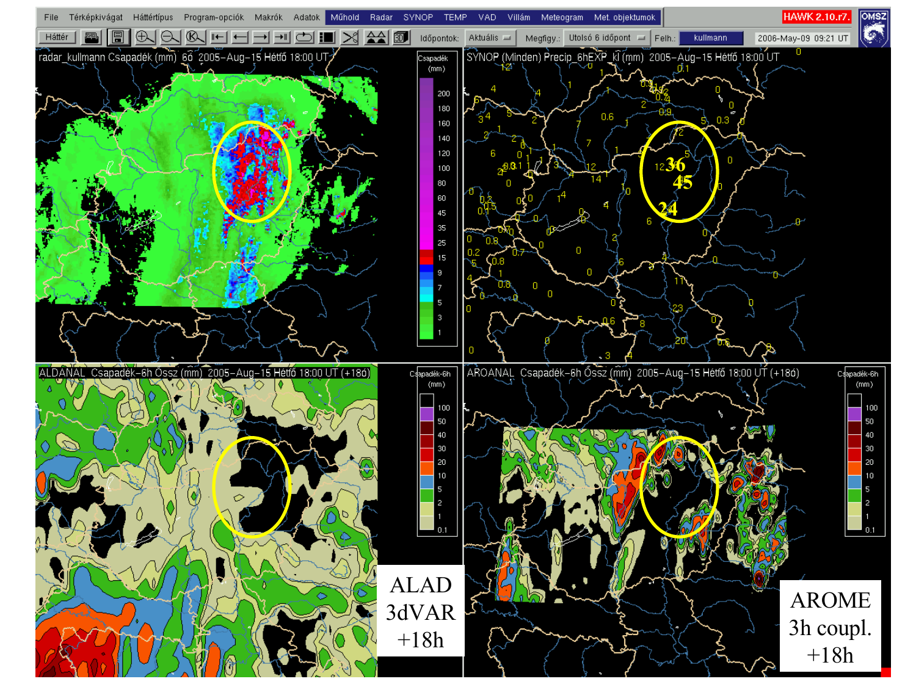radar_kullmann Csapadék (mm) 60 2005–Aug–15 Hétfő 18:00 UT

SYNOP (Minden) Precip_6hEXP_kl (mm) 2005–Aug–15 Hétfő 18:00 UT

ALDANAL Csapadék–6h Össz (mm) 2005–Aug–15 Hétfő 18:00 UT (+18ó)

AROANAL Csapadék–6h Össz (mm) 2005–Aug–15 Hétfő 18:00 UT (+18ó)

ALAD 3dVAR +18h

AROME 3h coupl. +18h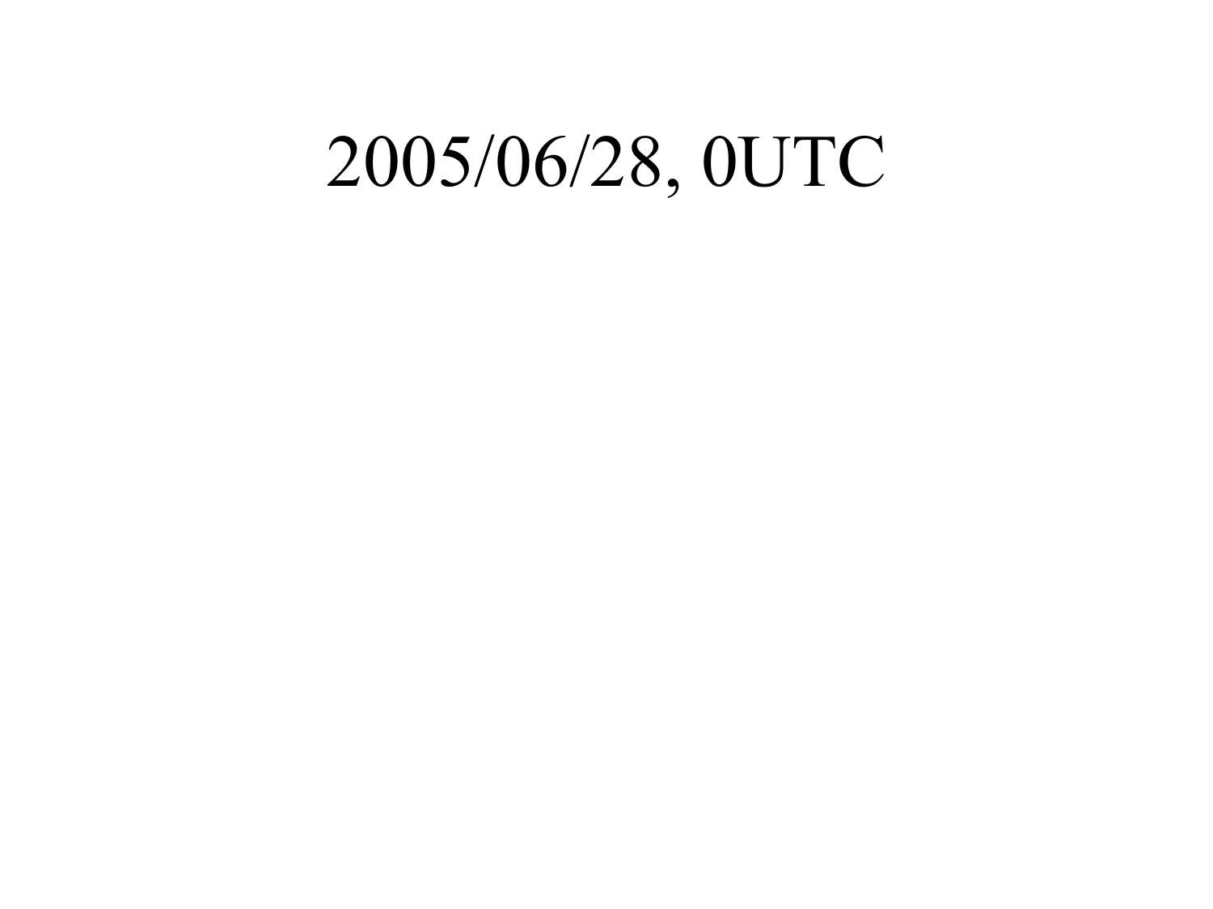# 2005/06/28, 0UTC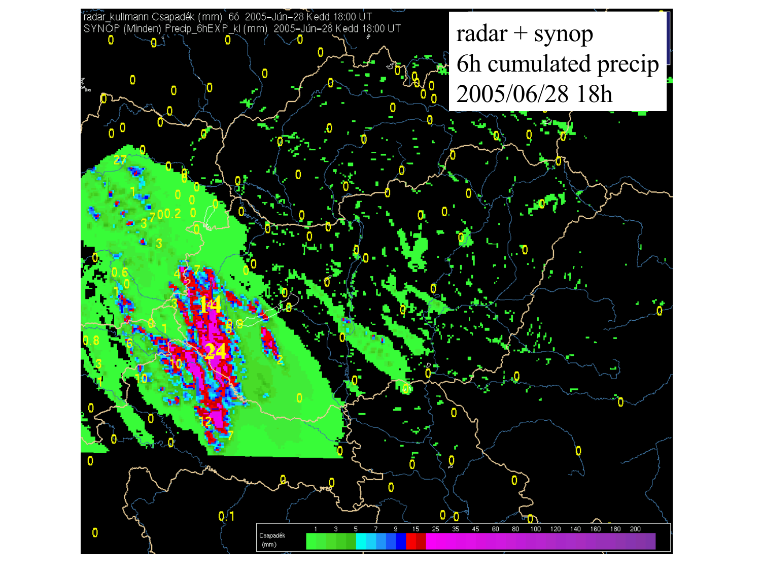radar + synop
6h cumulated precip
2005/06/28 18h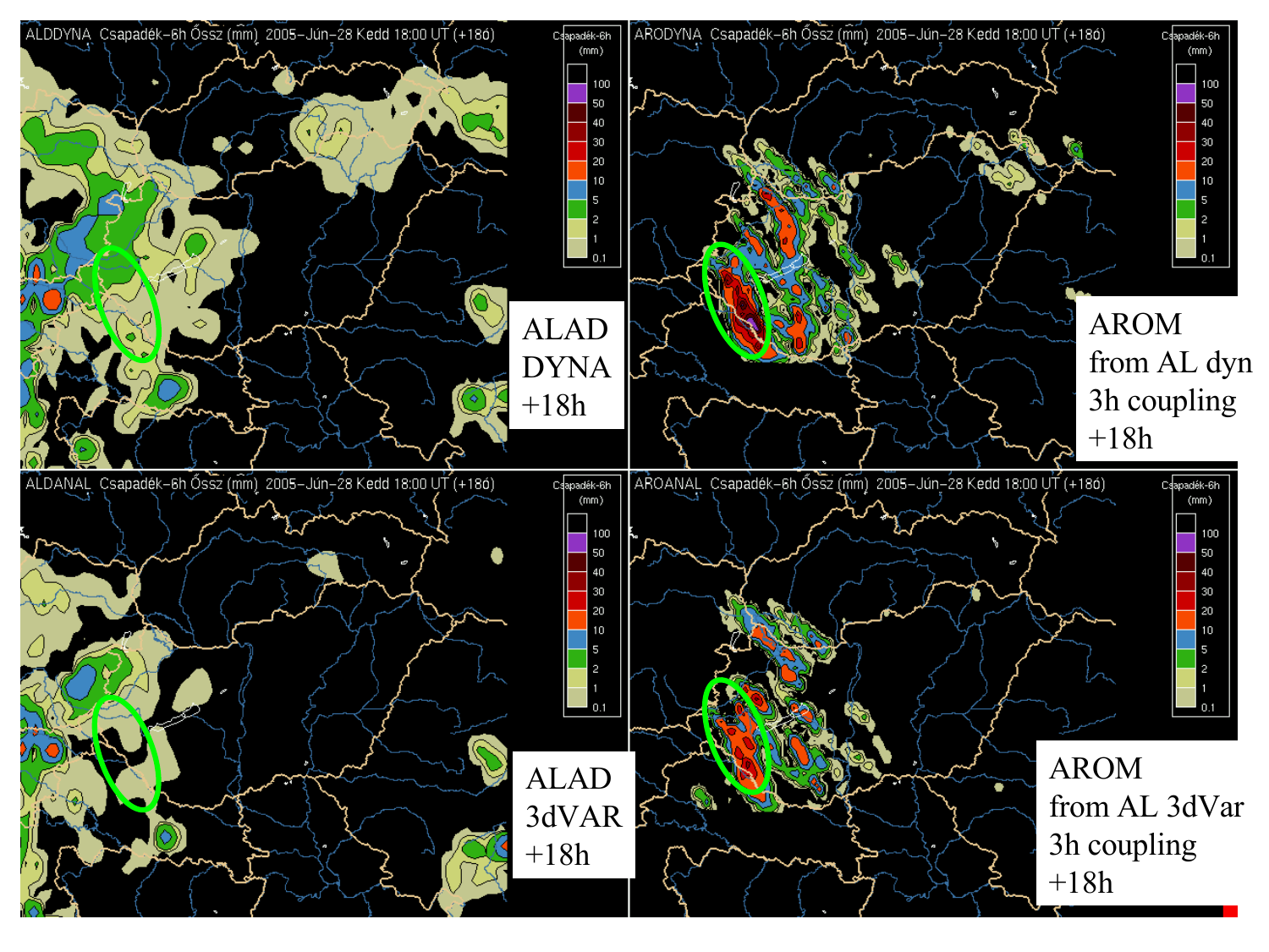ALAD DYNA +18h

AROM from AL dyn 3h coupling +18h

ALAD 3dVAR +18h

AROM from AL 3dVar 3h coupling +18h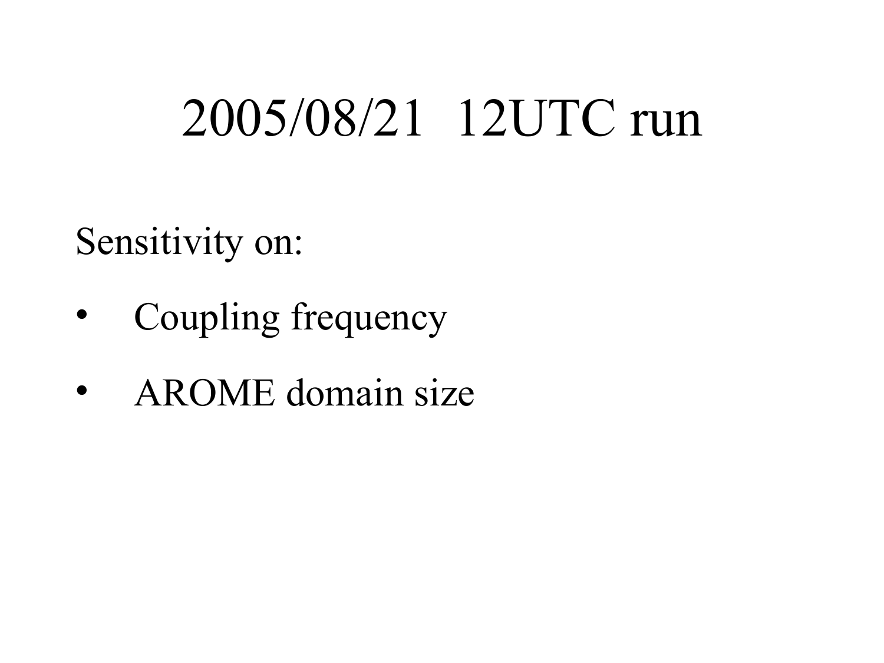# 2005/08/21 12UTC run

Sensitivity on:

- Coupling frequency
- AROME domain size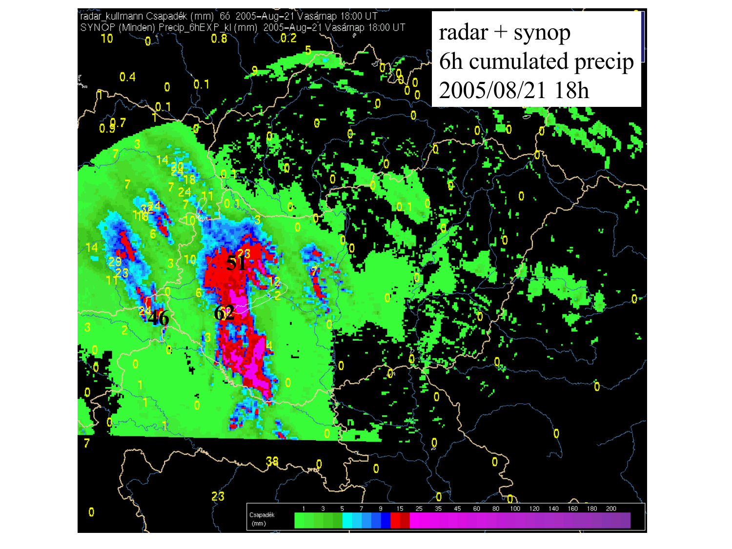radar + synop
6h cumulated precip
2005/08/21 18h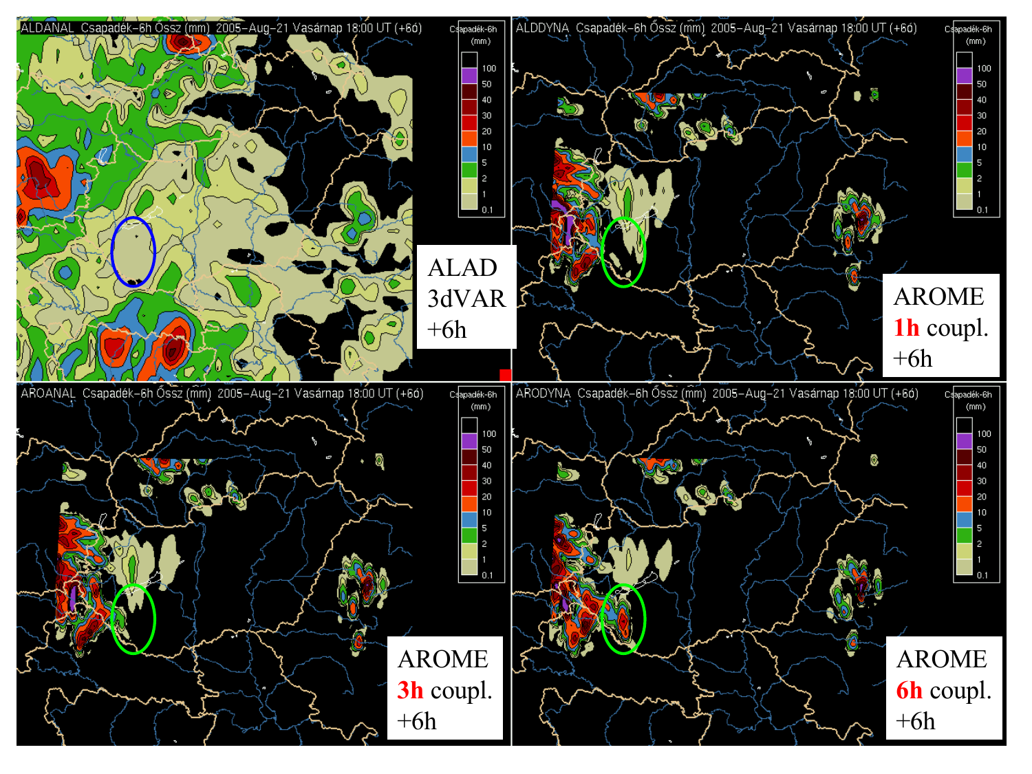ALDANAL Csapadék-6h Össz (mm) 2005-Aug-21 Vasárnap 18:00 UT (+6ó)

ALAD 3dVAR +6h

ALDDYNA Csapadék-6h Össz (mm) 2005-Aug-21 Vasárnap 18:00 UT (+6ó)

AROME 1h coupl. +6h

AROANAL Csapadék-6h Össz (mm) 2005-Aug-21 Vasárnap 18:00 UT (+6ó)

AROME 3h coupl. +6h

ARODYNA Csapadék-6h Össz (mm) 2005-Aug-21 Vasárnap 18:00 UT (+6ó)

AROME 6h coupl. +6h

Csapadék-6h (mm): 100, 50, 40, 30, 20, 10, 5, 2, 1, 0.1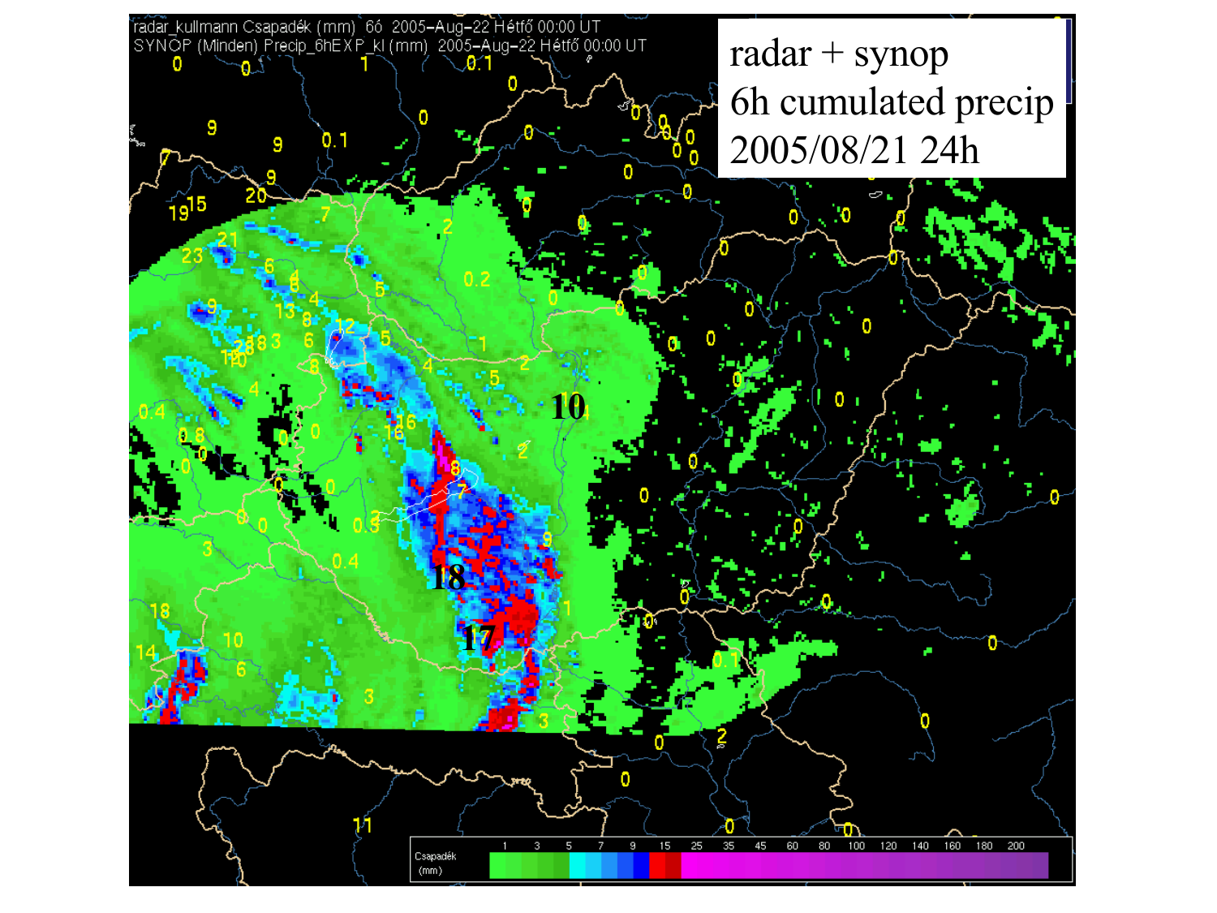radar + synop
6h cumulated precip
2005/08/21 24h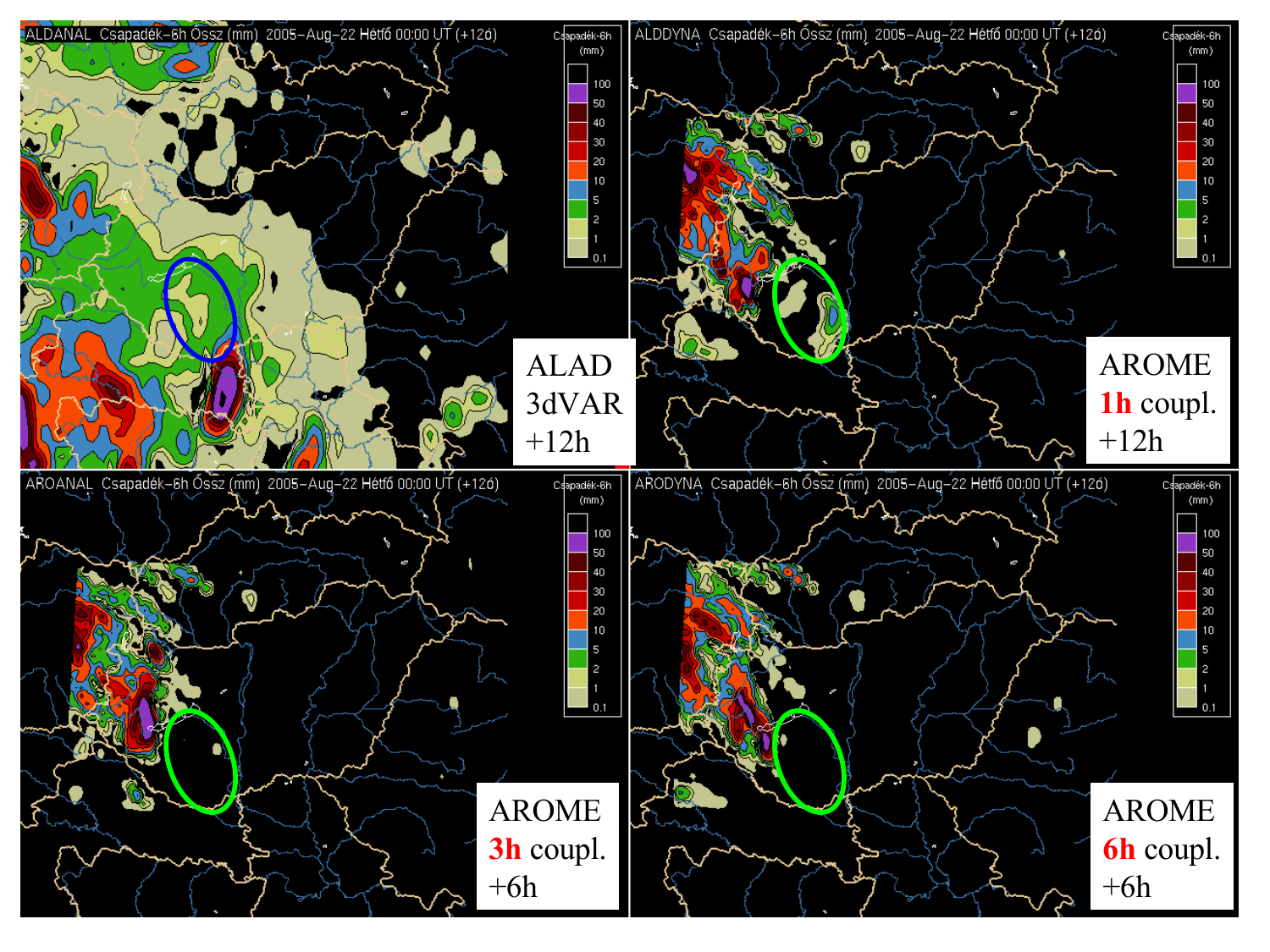ALDANAL Csapadék-6h Össz (mm) 2005-Aug-22 Hétfő 00:00 UT (+12ó)

ALAD 3dVAR +12h

ALDDYNA Csapadék-6h Össz (mm) 2005-Aug-22 Hétfő 00:00 UT (+12ó)

AROME **1h** coupl. +12h

AROANAL Csapadék-6h Össz (mm) 2005-Aug-22 Hétfő 00:00 UT (+12ó)

AROME **3h** coupl. +6h

ARODYNA Csapadék-6h Össz (mm) 2005-Aug-22 Hétfő 00:00 UT (+12ó)

AROME **6h** coupl. +6h

Csapadék-6h (mm): 100, 50, 40, 30, 20, 10, 5, 2, 1, 0.1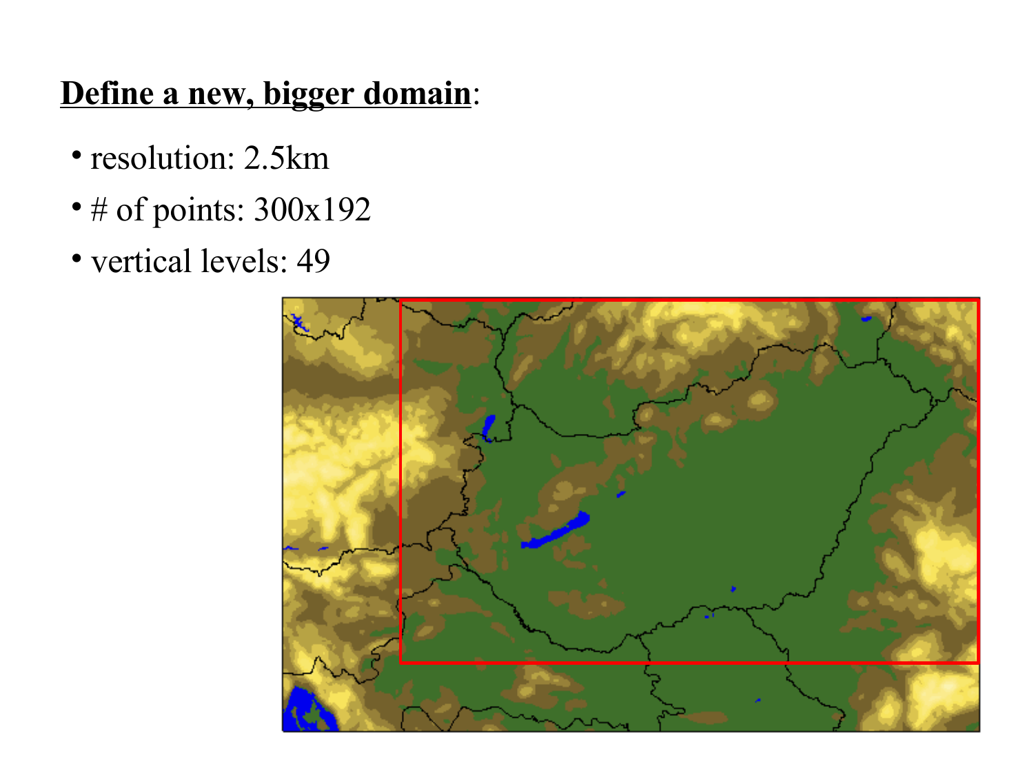**<u>Define a new, bigger domain</u>**:

- resolution: 2.5km
- # of points: 300x192
- vertical levels: 49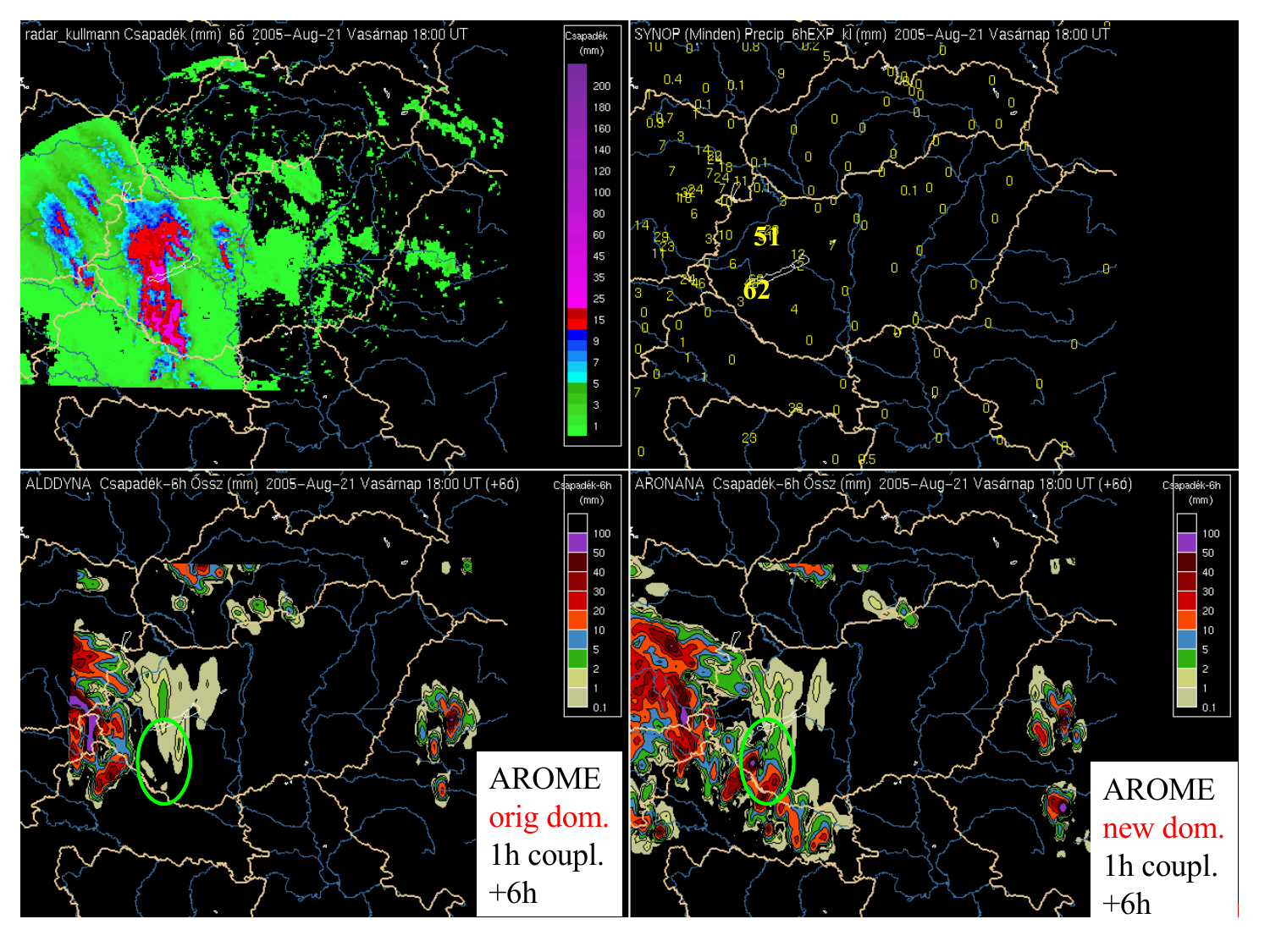radar_kullmann Csapadék (mm) 60 2005-Aug-21 Vasárnap 18:00 UT

SYNOP (Minden) Precip_6hEXP_kl (mm) 2005-Aug-21 Vasárnap 18:00 UT

ALDDYNA Csapadék-6h Össz (mm) 2005-Aug-21 Vasárnap 18:00 UT (+6ó)

AROME orig dom. 1h coupl. +6h

ARONANA Csapadék-6h Össz (mm) 2005-Aug-21 Vasárnap 18:00 UT (+6ó)

AROME new dom. 1h coupl. +6h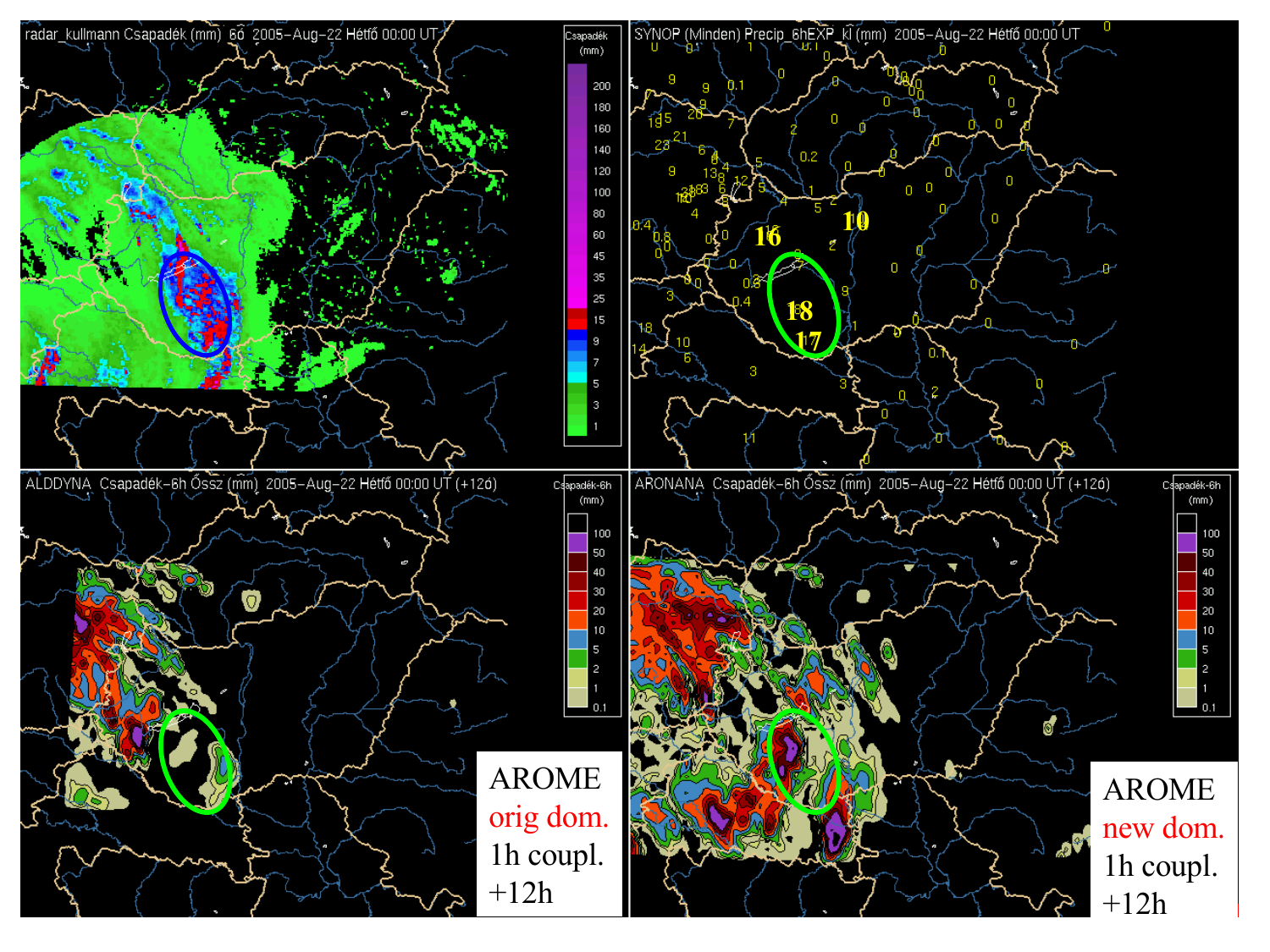radar_kullmann Csapadék (mm) 60 2005-Aug-22 Hétfő 00:00 UT

SYNOP (Minden) Precip_6hEXP_kl (mm) 2005-Aug-22 Hétfő 00:00 UT

ALDDYNA Csapadék-6h Össz (mm) 2005-Aug-22 Hétfő 00:00 UT (+12ó)

AROME
orig dom.
1h coupl.
+12h

ARONANA Csapadék-6h Össz (mm) 2005-Aug-22 Hétfő 00:00 UT (+12ó)

AROME
new dom.
1h coupl.
+12h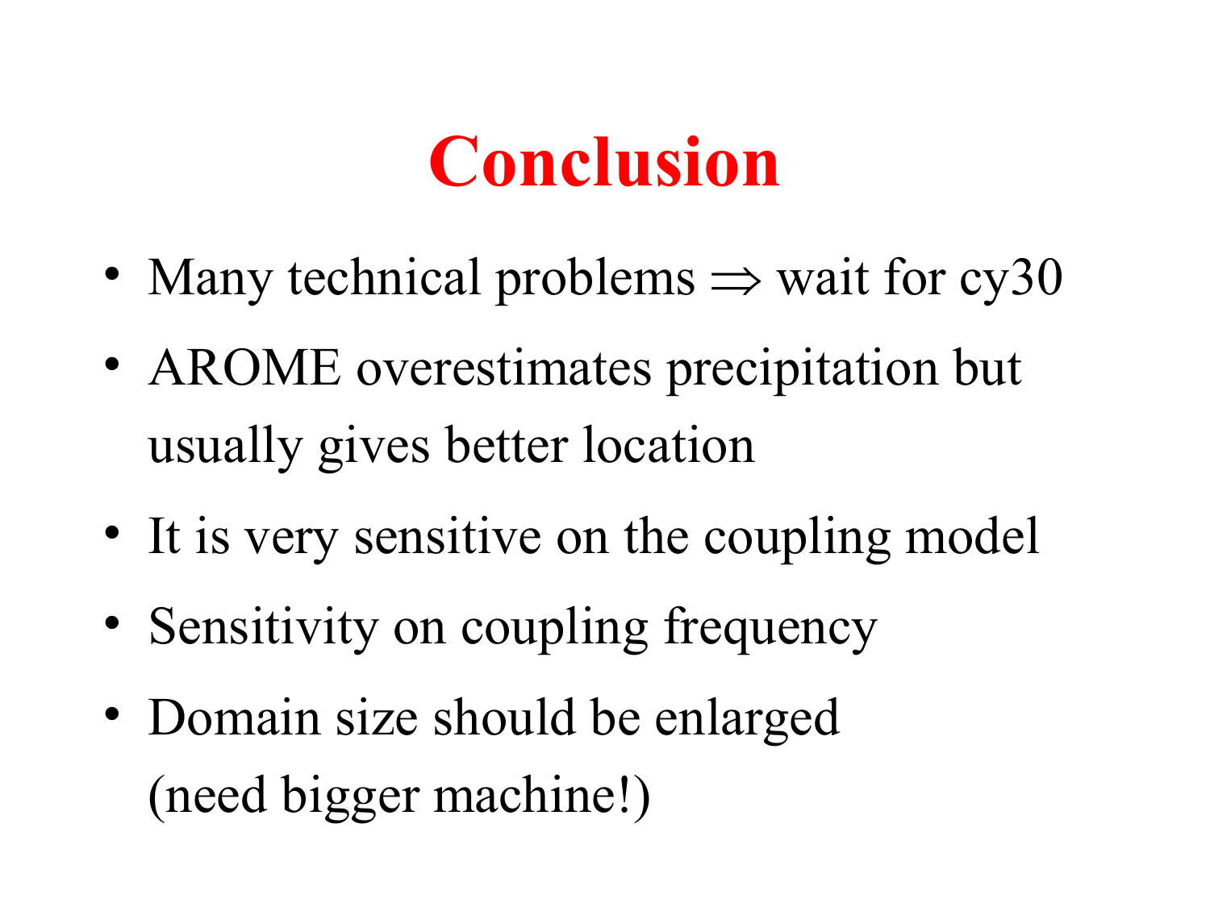# Conclusion

- Many technical problems $\Rightarrow$ wait for cy30
- AROME overestimates precipitation but usually gives better location
- It is very sensitive on the coupling model
- Sensitivity on coupling frequency
- Domain size should be enlarged (need bigger machine!)